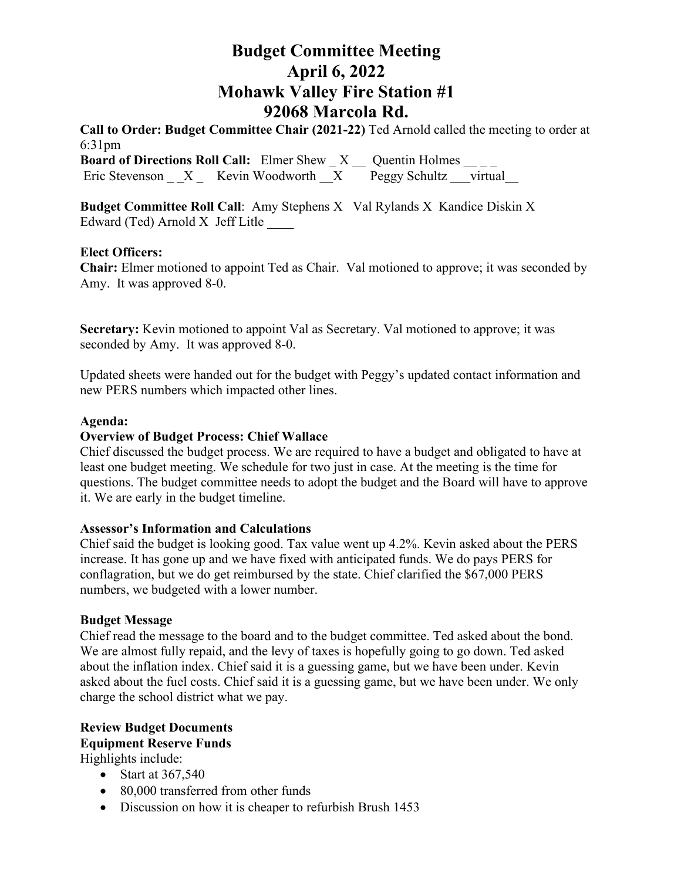# Budget Committee Meeting
# April 6, 2022
# Mohawk Valley Fire Station #1
# 92068 Marcola Rd.

**Call to Order: Budget Committee Chair (2021-22)** Ted Arnold called the meeting to order at 6:31pm

**Board of Directions Roll Call:** Elmer Shew _ X __ Quentin Holmes __ _ _
Eric Stevenson _ _X _ Kevin Woodworth __X Peggy Schultz ___virtual__

**Budget Committee Roll Call**: Amy Stephens X Val Rylands X Kandice Diskin X
Edward (Ted) Arnold X Jeff Litle ____

**Elect Officers:**

**Chair:** Elmer motioned to appoint Ted as Chair. Val motioned to approve; it was seconded by Amy. It was approved 8-0.

**Secretary:** Kevin motioned to appoint Val as Secretary. Val motioned to approve; it was seconded by Amy. It was approved 8-0.

Updated sheets were handed out for the budget with Peggy's updated contact information and new PERS numbers which impacted other lines.

**Agenda:**

**Overview of Budget Process: Chief Wallace**

Chief discussed the budget process. We are required to have a budget and obligated to have at least one budget meeting. We schedule for two just in case. At the meeting is the time for questions. The budget committee needs to adopt the budget and the Board will have to approve it. We are early in the budget timeline.

**Assessor's Information and Calculations**

Chief said the budget is looking good. Tax value went up 4.2%. Kevin asked about the PERS increase. It has gone up and we have fixed with anticipated funds. We do pays PERS for conflagration, but we do get reimbursed by the state. Chief clarified the $67,000 PERS numbers, we budgeted with a lower number.

**Budget Message**

Chief read the message to the board and to the budget committee. Ted asked about the bond. We are almost fully repaid, and the levy of taxes is hopefully going to go down. Ted asked about the inflation index. Chief said it is a guessing game, but we have been under. Kevin asked about the fuel costs. Chief said it is a guessing game, but we have been under. We only charge the school district what we pay.

**Review Budget Documents**

**Equipment Reserve Funds**

Highlights include:

- Start at 367,540
- 80,000 transferred from other funds
- Discussion on how it is cheaper to refurbish Brush 1453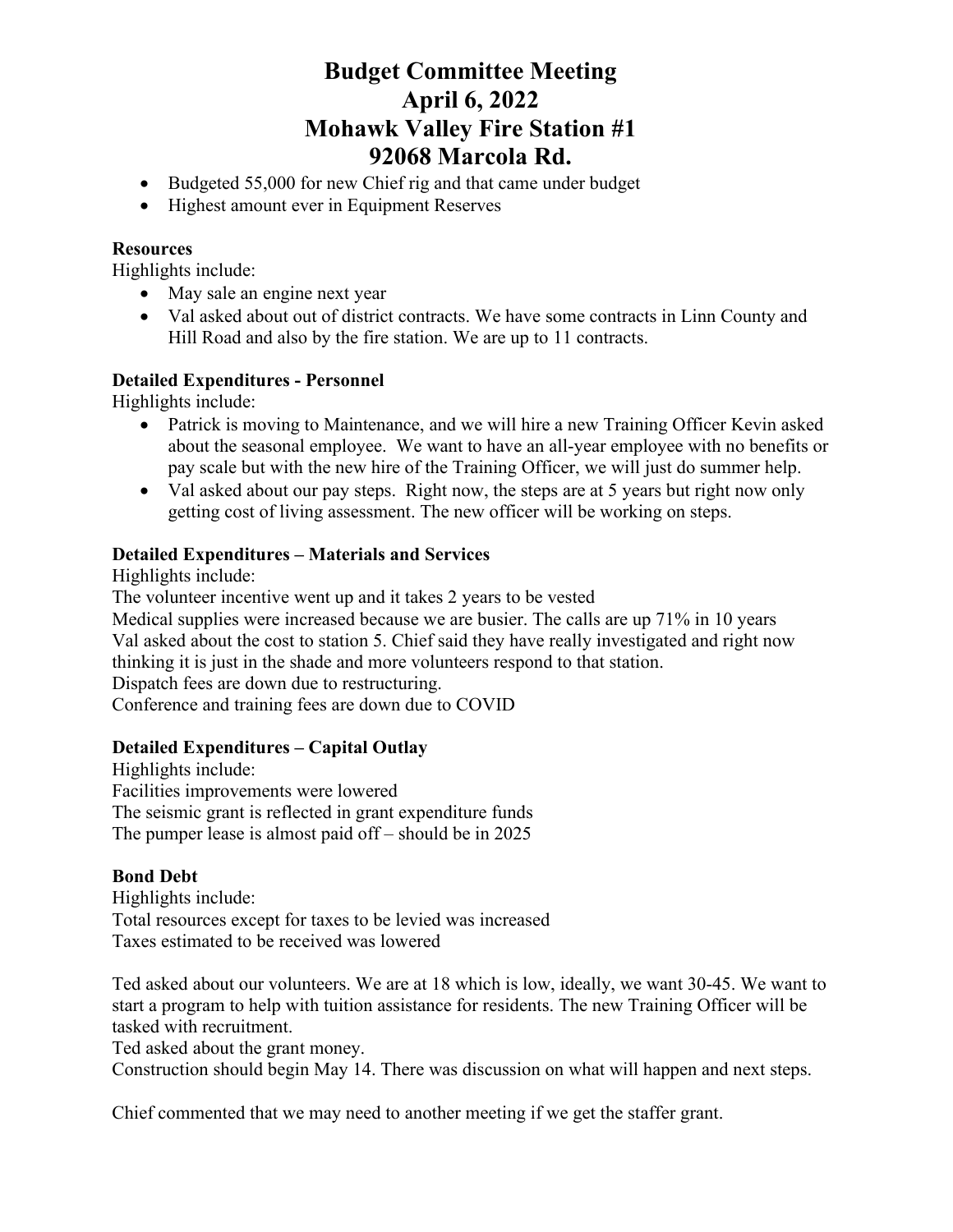# Budget Committee Meeting
# April 6, 2022
# Mohawk Valley Fire Station #1
# 92068 Marcola Rd.

- Budgeted 55,000 for new Chief rig and that came under budget
- Highest amount ever in Equipment Reserves

**Resources**

Highlights include:

- May sale an engine next year
- Val asked about out of district contracts. We have some contracts in Linn County and Hill Road and also by the fire station. We are up to 11 contracts.

**Detailed Expenditures - Personnel**

Highlights include:

- Patrick is moving to Maintenance, and we will hire a new Training Officer Kevin asked about the seasonal employee. We want to have an all-year employee with no benefits or pay scale but with the new hire of the Training Officer, we will just do summer help.
- Val asked about our pay steps. Right now, the steps are at 5 years but right now only getting cost of living assessment. The new officer will be working on steps.

**Detailed Expenditures – Materials and Services**

Highlights include:

The volunteer incentive went up and it takes 2 years to be vested

Medical supplies were increased because we are busier. The calls are up 71% in 10 years

Val asked about the cost to station 5. Chief said they have really investigated and right now thinking it is just in the shade and more volunteers respond to that station.

Dispatch fees are down due to restructuring.

Conference and training fees are down due to COVID

**Detailed Expenditures – Capital Outlay**

Highlights include:

Facilities improvements were lowered

The seismic grant is reflected in grant expenditure funds

The pumper lease is almost paid off – should be in 2025

**Bond Debt**

Highlights include:

Total resources except for taxes to be levied was increased

Taxes estimated to be received was lowered

Ted asked about our volunteers. We are at 18 which is low, ideally, we want 30-45. We want to start a program to help with tuition assistance for residents. The new Training Officer will be tasked with recruitment.

Ted asked about the grant money.

Construction should begin May 14. There was discussion on what will happen and next steps.

Chief commented that we may need to another meeting if we get the staffer grant.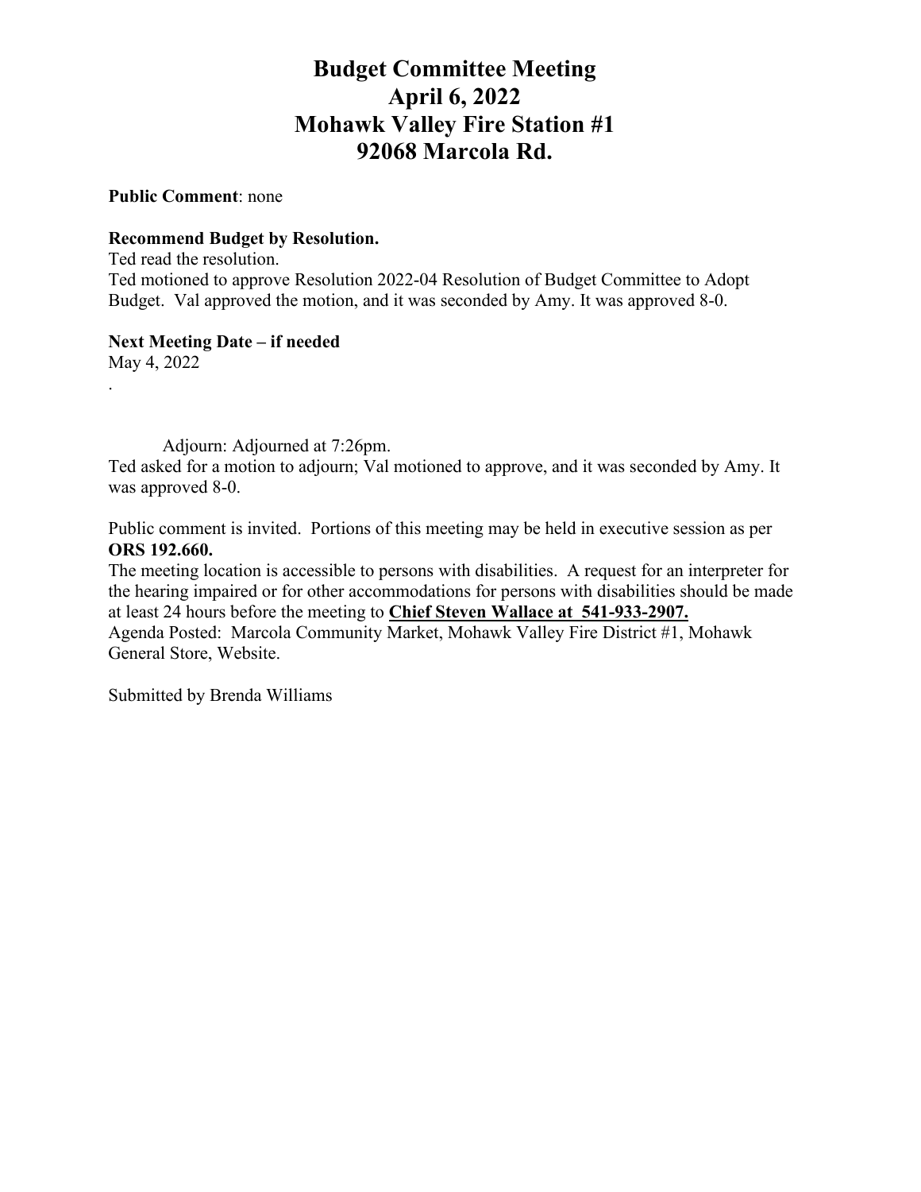# Budget Committee Meeting
# April 6, 2022
# Mohawk Valley Fire Station #1
# 92068 Marcola Rd.

**Public Comment**: none

**Recommend Budget by Resolution.**

Ted read the resolution.

Ted motioned to approve Resolution 2022-04 Resolution of Budget Committee to Adopt Budget. Val approved the motion, and it was seconded by Amy. It was approved 8-0.

**Next Meeting Date – if needed**

May 4, 2022

.

Adjourn: Adjourned at 7:26pm.

Ted asked for a motion to adjourn; Val motioned to approve, and it was seconded by Amy. It was approved 8-0.

Public comment is invited. Portions of this meeting may be held in executive session as per **ORS 192.660.**

The meeting location is accessible to persons with disabilities. A request for an interpreter for the hearing impaired or for other accommodations for persons with disabilities should be made at least 24 hours before the meeting to **Chief Steven Wallace at 541-933-2907.**

Agenda Posted: Marcola Community Market, Mohawk Valley Fire District #1, Mohawk General Store, Website.

Submitted by Brenda Williams